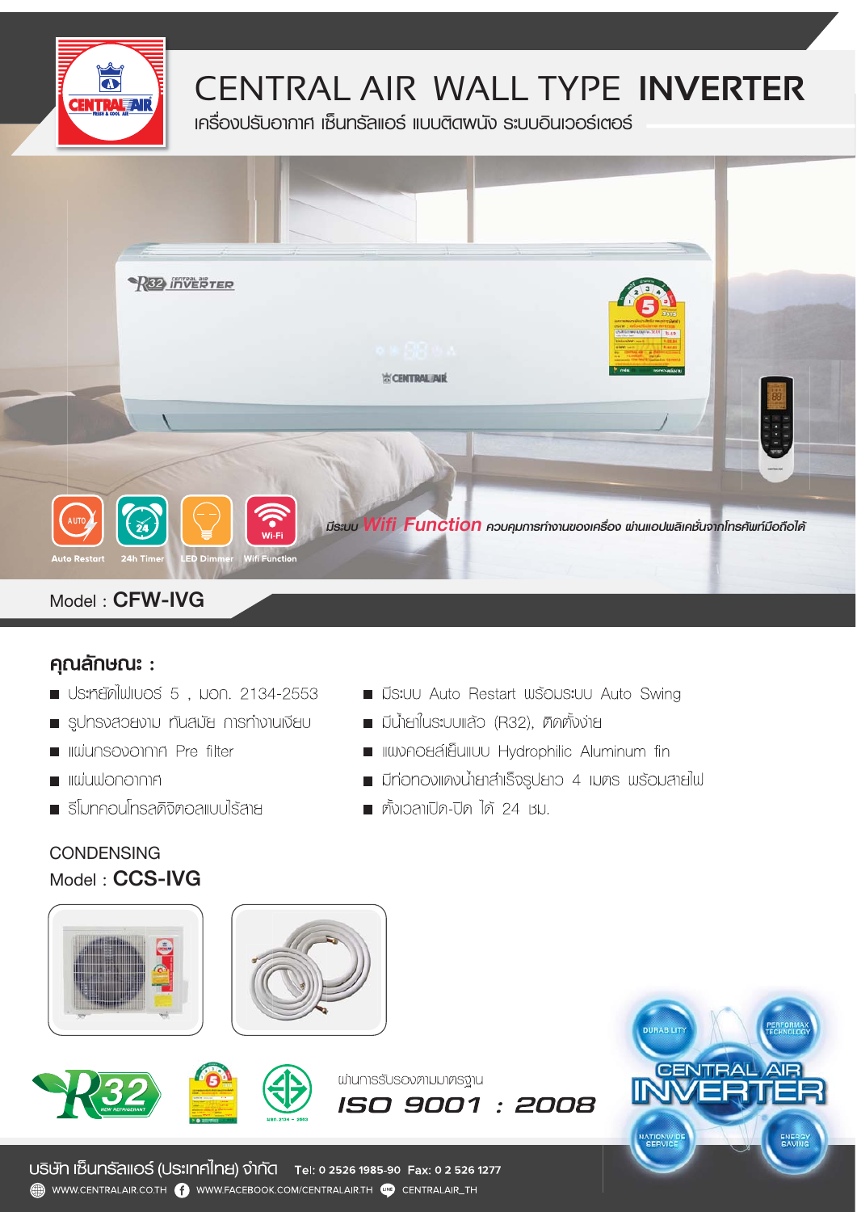# CENTRAL AIR WALL TYPE **INVERTER**

เครื่องปรับอากาศ เซ็นทรัลแอร์ แบบติดผนัง ระบบอินเวอร์เตอร์

Auto Restart | 24h Timer | LED Dimmer | Wifi Function

มีระบบ *Wifi Function* ควบคุมการทำงานของเครื่อง ผ่านแอปพลิเคชั่นจากโทรศัพท์มือถือได้

Model : **CFW-IVG**

## คุณลักษณะ :

- ประหยัดไฟเบอร์ 5 , มอก. 2134-2553
- รูปทรงสวยงาม ทันสมัย การทำงานเงียบ
- แผ่นกรองอากาศ Pre filter
- แผ่นฟอกอากาศ
- รีโมทคอนโทรลดิจิตอลแบบไร้สาย
- มีระบบ Auto Restart พร้อมระบบ Auto Swing
- มีน้ำยาในระบบแล้ว (R32), ติดตั้งง่าย
- แผงคอยล์เย็นแบบ Hydrophilic Aluminum fin
- มีท่อทองแดงน้ำยาสำเร็จรูปยาว 4 เมตร พร้อมสายไฟ
- ตั้งเวลาเปิด-ปิด ได้ 24 ชม.

CONDENSING
Model : **CCS-IVG**

ผ่านการรับรองตามมาตรฐาน
***ISO 9001 : 2008***

CENTRAL AIR INVERTER — DURABILITY, PERFORMAX TECHNOLOGY, NATIONWIDE SERVICE, ENERGY SAVING

บริษัท เซ็นทรัลแอร์ (ประเทศไทย) จำกัด Tel: 0 2526 1985-90 Fax: 0 2 526 1277

WWW.CENTRALAIR.CO.TH | WWW.FACEBOOK.COM/CENTRALAIR.TH | CENTRALAIR_TH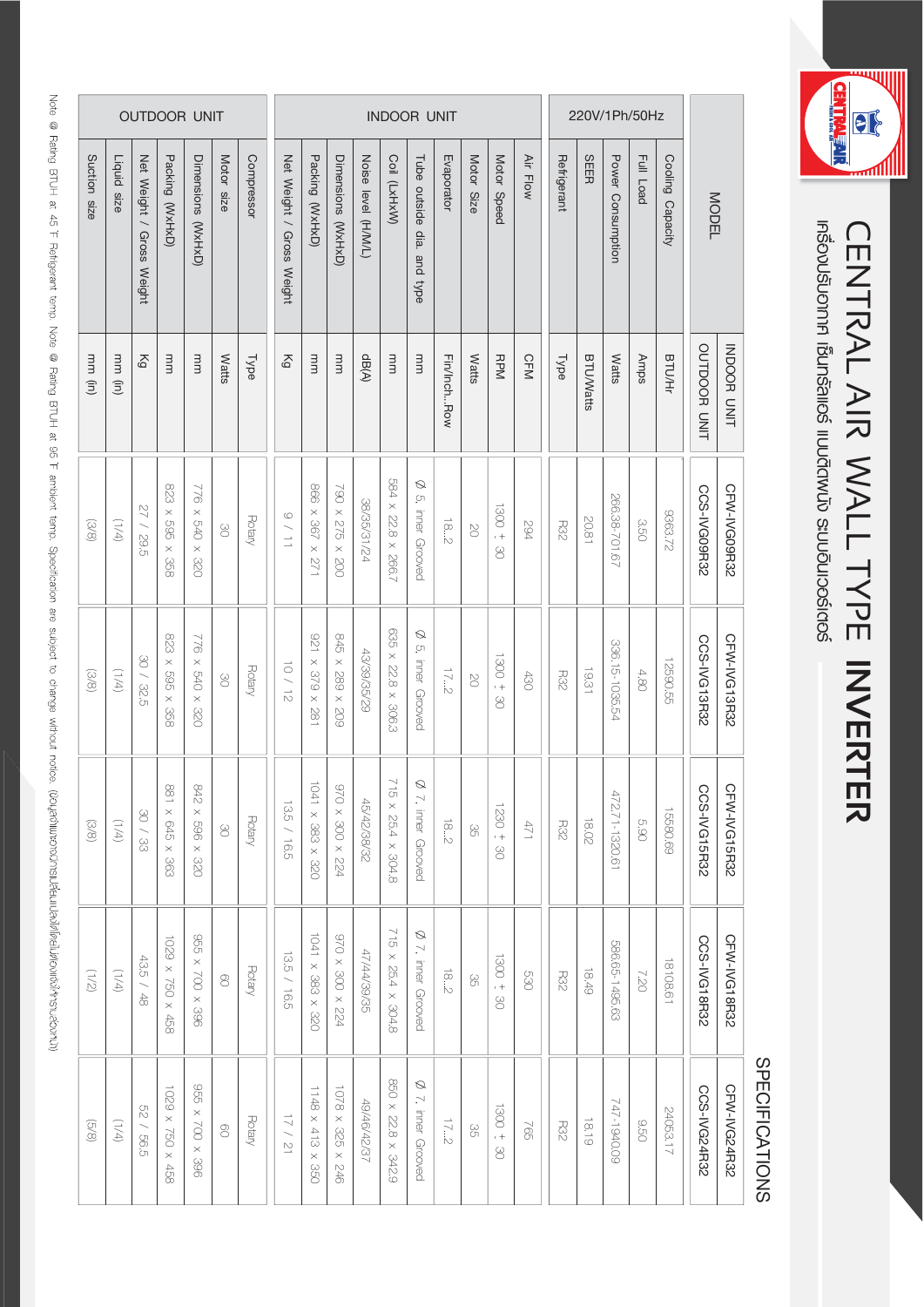# CENTRAL AIR WALL TYPE **INVERTER**

เครื่องปรับอากาศ เซ็นทรัลแอร์ แบบติดผนัง ระบบอินเวอร์เตอร์

## SPECIFICATIONS

| MODEL | | INDOOR UNIT / OUTDOOR UNIT | CFW-IVG09R32 / CCS-IVG09R32 | CFW-IVG13R32 / CCS-IVG13R32 | CFW-IVG15R32 / CCS-IVG15R32 | CFW-IVG18R32 / CCS-IVG18R32 | CFW-IVG24R32 / CCS-IVG24R32 |
|---|---|---|---|---|---|---|---|
| | Cooling Capacity | BTU/Hr | 9363.72 | 12590.55 | 15580.69 | 18108.61 | 24053.17 |
| | Full Load | Amps | 3.50 | 4.80 | 5.90 | 7.20 | 9.50 |
| 220V/1Ph/50Hz | Power Consumption | Watts | 266.38-701.67 | 336.15-1035.54 | 472.71-1320.61 | 586.65-1495.63 | 747-1940.09 |
| | SEER | BTU/Watts | 20.81 | 19.31 | 18.02 | 18.49 | 18.19 |
| | Refrigerant | Type | R32 | R32 | R32 | R32 | R32 |
| INDOOR UNIT | Air Flow | CFM | 294 | 430 | 471 | 530 | 765 |
| | Motor Speed | RPM | 1300 ± 30 | 1300 ± 30 | 1230 ± 30 | 1300 ± 30 | 1300 ± 30 |
| | Motor Size | Watts | 20 | 20 | 35 | 35 | 35 |
| | Evaporator | Fin/Inch...Row | 18...2 | 17...2 | 18...2 | 18...2 | 17...2 |
| | Tube outside dia. and type | mm | Ø 5, inner Grooved | Ø 5, inner Grooved | Ø 7, inner Grooved | Ø 7, inner Grooved | Ø 7, inner Grooved |
| | Coil (LxHxW) | mm | 584 x 22.8 x 266.7 | 635 x 22.8 x 306.3 | 715 x 25.4 x 304.8 | 715 x 25.4 x 304.8 | 850 x 22.8 x 342.9 |
| | Noise level (H/M/L) | dB(A) | 38/35/31/24 | 43/39/35/29 | 45/42/38/32 | 47/44/39/35 | 49/46/42/37 |
| | Dimensions (WxHxD) | mm | 790 x 275 x 200 | 845 x 289 x 209 | 970 x 300 x 224 | 970 x 300 x 224 | 1078 x 325 x 246 |
| | Packing (WxHxD) | mm | 866 x 367 x 271 | 921 x 379 x 281 | 1041 x 383 x 320 | 1041 x 383 x 320 | 1148 x 413 x 350 |
| | Net Weight / Gross Weight | Kg | 9 / 11 | 10 / 12 | 13.5 / 16.5 | 13.5 / 16.5 | 17 / 21 |
| OUTDOOR UNIT | Compressor | Type | Rotary | Rotary | Rotary | Rotary | Rotary |
| | Motor size | Watts | 30 | 30 | 30 | 60 | 60 |
| | Dimensions (WxHxD) | mm | 776 x 540 x 320 | 776 x 540 x 320 | 842 x 596 x 320 | 955 x 700 x 396 | 955 x 700 x 396 |
| | Packing (WxHxD) | mm | 823 x 595 x 358 | 823 x 595 x 358 | 881 x 645 x 363 | 1029 x 750 x 458 | 1029 x 750 x 458 |
| | Net Weight / Gross Weight | Kg | 27 / 29.5 | 30 / 32.5 | 30 / 33 | 43.5 / 48 | 52 / 56.5 |
| | Liquid size | mm (in) | (1/4) | (1/4) | (1/4) | (1/4) | (1/4) |
| | Suction size | mm (in) | (3/8) | (3/8) | (3/8) | (1/2) | (5/8) |

Note @ Rating BTUH at 45 °F Refrigerant temp. Note @ Rating BTUH at 95 °F ambient temp. Specification are subject to change without notice. (ข้อมูลด้านเทคนิคอาจมีการเปลี่ยนแปลงได้โดยไม่ต้องแจ้งให้ทราบล่วงหน้า)